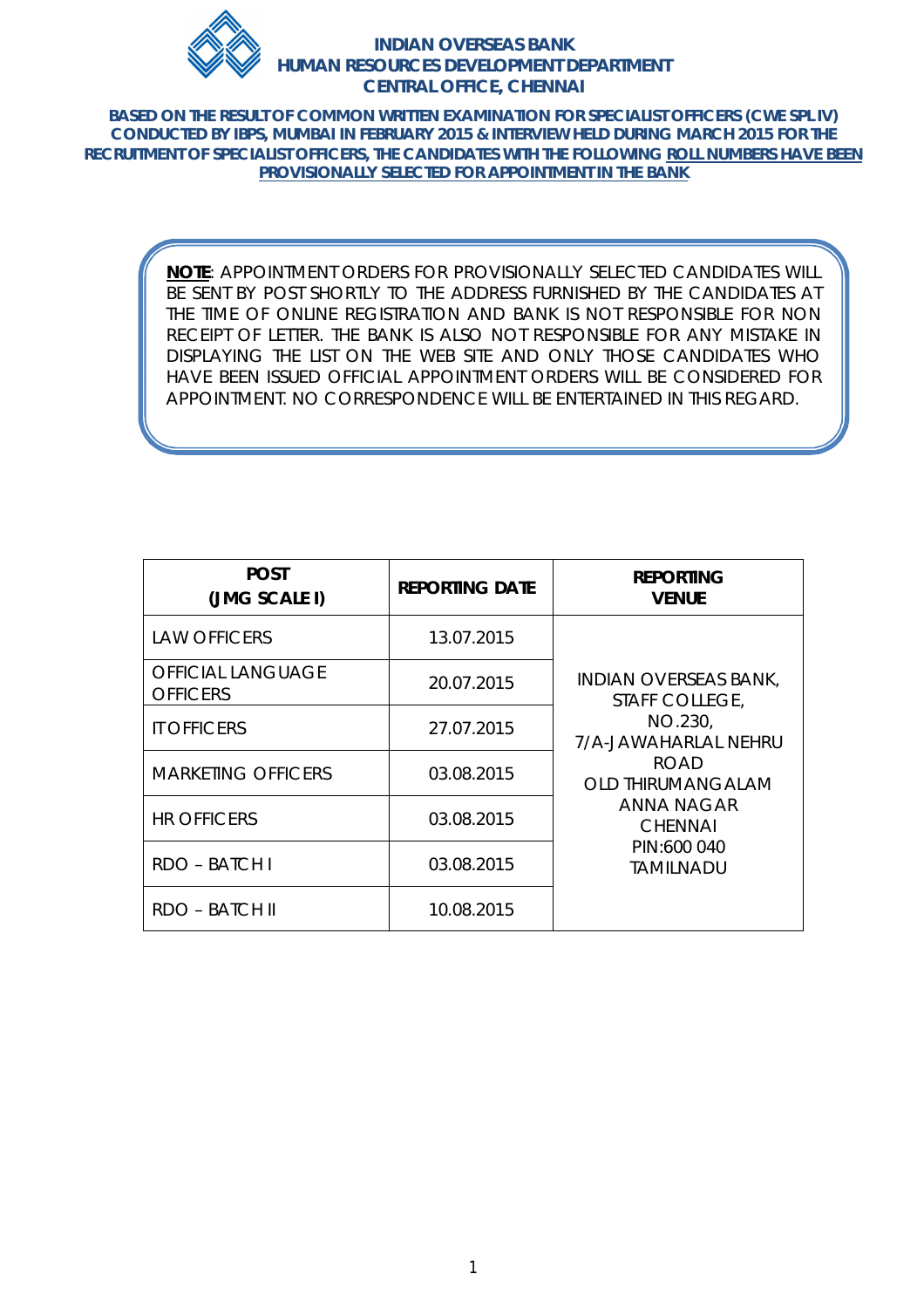# INDIAN OVERSEAS BANK
## HUMAN RESOURCES DEVELOPMENT DEPARTMENT
## CENTRAL OFFICE, CHENNAI

**BASED ON THE RESULT OF COMMON WRITTEN EXAMINATION FOR SPECIALIST OFFICERS (CWE SPL IV) CONDUCTED BY IBPS, MUMBAI IN FEBRUARY 2015 & INTERVIEW HELD DURING MARCH 2015 FOR THE RECRUITMENT OF SPECIALIST OFFICERS, THE CANDIDATES WITH THE FOLLOWING ROLL NUMBERS HAVE BEEN PROVISIONALLY SELECTED FOR APPOINTMENT IN THE BANK**

**NOTE**: APPOINTMENT ORDERS FOR PROVISIONALLY SELECTED CANDIDATES WILL BE SENT BY POST SHORTLY TO THE ADDRESS FURNISHED BY THE CANDIDATES AT THE TIME OF ONLINE REGISTRATION AND BANK IS NOT RESPONSIBLE FOR NON RECEIPT OF LETTER. THE BANK IS ALSO NOT RESPONSIBLE FOR ANY MISTAKE IN DISPLAYING THE LIST ON THE WEB SITE AND ONLY THOSE CANDIDATES WHO HAVE BEEN ISSUED OFFICIAL APPOINTMENT ORDERS WILL BE CONSIDERED FOR APPOINTMENT. NO CORRESPONDENCE WILL BE ENTERTAINED IN THIS REGARD.

| POST (JMG SCALE I) | REPORTING DATE | REPORTING VENUE |
|---|---|---|
| LAW OFFICERS | 13.07.2015 | INDIAN OVERSEAS BANK, STAFF COLLEGE, NO.230, 7/A-JAWAHARLAL NEHRU ROAD OLD THIRUMANGALAM ANNA NAGAR CHENNAI PIN:600 040 TAMILNADU |
| OFFICIAL LANGUAGE OFFICERS | 20.07.2015 | |
| IT OFFICERS | 27.07.2015 | |
| MARKETING OFFICERS | 03.08.2015 | |
| HR OFFICERS | 03.08.2015 | |
| RDO – BATCH I | 03.08.2015 | |
| RDO – BATCH II | 10.08.2015 | |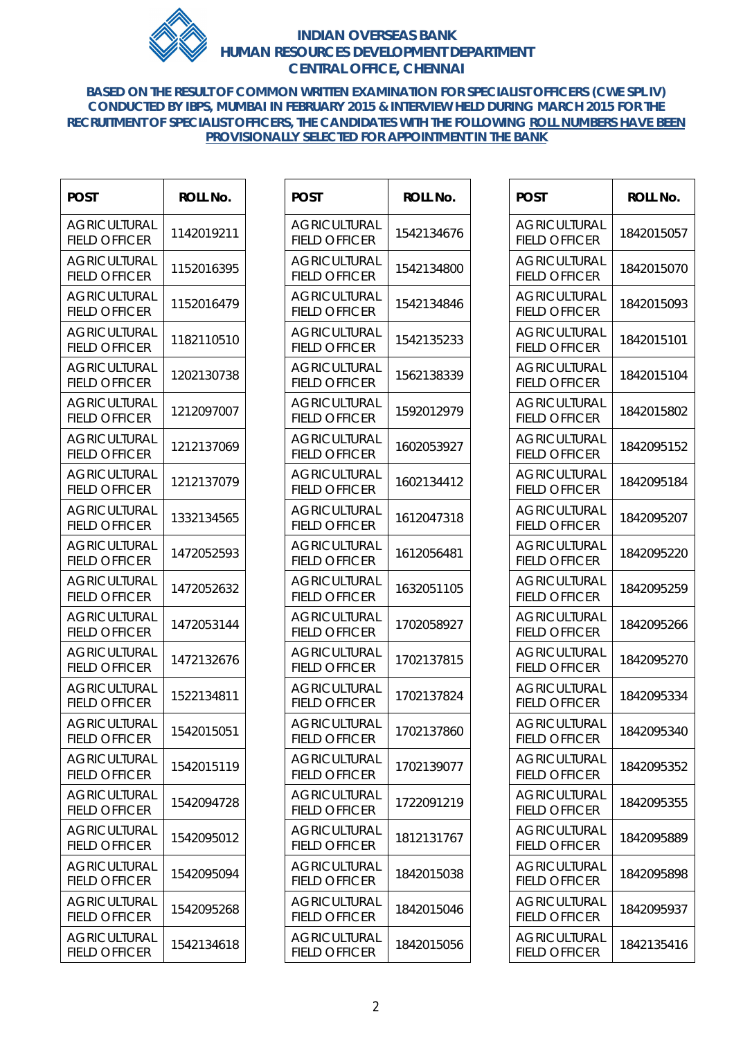# INDIAN OVERSEAS BANK
## HUMAN RESOURCES DEVELOPMENT DEPARTMENT
## CENTRAL OFFICE, CHENNAI

**BASED ON THE RESULT OF COMMON WRITTEN EXAMINATION FOR SPECIALIST OFFICERS (CWE SPL IV) CONDUCTED BY IBPS, MUMBAI IN FEBRUARY 2015 & INTERVIEW HELD DURING MARCH 2015 FOR THE RECRUITMENT OF SPECIALIST OFFICERS, THE CANDIDATES WITH THE FOLLOWING ROLL NUMBERS HAVE BEEN PROVISIONALLY SELECTED FOR APPOINTMENT IN THE BANK**

| POST | ROLL No. |
|---|---|
| AGRICULTURAL FIELD OFFICER | 1142019211 |
| AGRICULTURAL FIELD OFFICER | 1152016395 |
| AGRICULTURAL FIELD OFFICER | 1152016479 |
| AGRICULTURAL FIELD OFFICER | 1182110510 |
| AGRICULTURAL FIELD OFFICER | 1202130738 |
| AGRICULTURAL FIELD OFFICER | 1212097007 |
| AGRICULTURAL FIELD OFFICER | 1212137069 |
| AGRICULTURAL FIELD OFFICER | 1212137079 |
| AGRICULTURAL FIELD OFFICER | 1332134565 |
| AGRICULTURAL FIELD OFFICER | 1472052593 |
| AGRICULTURAL FIELD OFFICER | 1472052632 |
| AGRICULTURAL FIELD OFFICER | 1472053144 |
| AGRICULTURAL FIELD OFFICER | 1472132676 |
| AGRICULTURAL FIELD OFFICER | 1522134811 |
| AGRICULTURAL FIELD OFFICER | 1542015051 |
| AGRICULTURAL FIELD OFFICER | 1542015119 |
| AGRICULTURAL FIELD OFFICER | 1542094728 |
| AGRICULTURAL FIELD OFFICER | 1542095012 |
| AGRICULTURAL FIELD OFFICER | 1542095094 |
| AGRICULTURAL FIELD OFFICER | 1542095268 |
| AGRICULTURAL FIELD OFFICER | 1542134618 |
| AGRICULTURAL FIELD OFFICER | 1542134676 |
| AGRICULTURAL FIELD OFFICER | 1542134800 |
| AGRICULTURAL FIELD OFFICER | 1542134846 |
| AGRICULTURAL FIELD OFFICER | 1542135233 |
| AGRICULTURAL FIELD OFFICER | 1562138339 |
| AGRICULTURAL FIELD OFFICER | 1592012979 |
| AGRICULTURAL FIELD OFFICER | 1602053927 |
| AGRICULTURAL FIELD OFFICER | 1602134412 |
| AGRICULTURAL FIELD OFFICER | 1612047318 |
| AGRICULTURAL FIELD OFFICER | 1612056481 |
| AGRICULTURAL FIELD OFFICER | 1632051105 |
| AGRICULTURAL FIELD OFFICER | 1702058927 |
| AGRICULTURAL FIELD OFFICER | 1702137815 |
| AGRICULTURAL FIELD OFFICER | 1702137824 |
| AGRICULTURAL FIELD OFFICER | 1702137860 |
| AGRICULTURAL FIELD OFFICER | 1702139077 |
| AGRICULTURAL FIELD OFFICER | 1722091219 |
| AGRICULTURAL FIELD OFFICER | 1812131767 |
| AGRICULTURAL FIELD OFFICER | 1842015038 |
| AGRICULTURAL FIELD OFFICER | 1842015046 |
| AGRICULTURAL FIELD OFFICER | 1842015056 |
| AGRICULTURAL FIELD OFFICER | 1842015057 |
| AGRICULTURAL FIELD OFFICER | 1842015070 |
| AGRICULTURAL FIELD OFFICER | 1842015093 |
| AGRICULTURAL FIELD OFFICER | 1842015101 |
| AGRICULTURAL FIELD OFFICER | 1842015104 |
| AGRICULTURAL FIELD OFFICER | 1842015802 |
| AGRICULTURAL FIELD OFFICER | 1842095152 |
| AGRICULTURAL FIELD OFFICER | 1842095184 |
| AGRICULTURAL FIELD OFFICER | 1842095207 |
| AGRICULTURAL FIELD OFFICER | 1842095220 |
| AGRICULTURAL FIELD OFFICER | 1842095259 |
| AGRICULTURAL FIELD OFFICER | 1842095266 |
| AGRICULTURAL FIELD OFFICER | 1842095270 |
| AGRICULTURAL FIELD OFFICER | 1842095334 |
| AGRICULTURAL FIELD OFFICER | 1842095340 |
| AGRICULTURAL FIELD OFFICER | 1842095352 |
| AGRICULTURAL FIELD OFFICER | 1842095355 |
| AGRICULTURAL FIELD OFFICER | 1842095889 |
| AGRICULTURAL FIELD OFFICER | 1842095898 |
| AGRICULTURAL FIELD OFFICER | 1842095937 |
| AGRICULTURAL FIELD OFFICER | 1842135416 |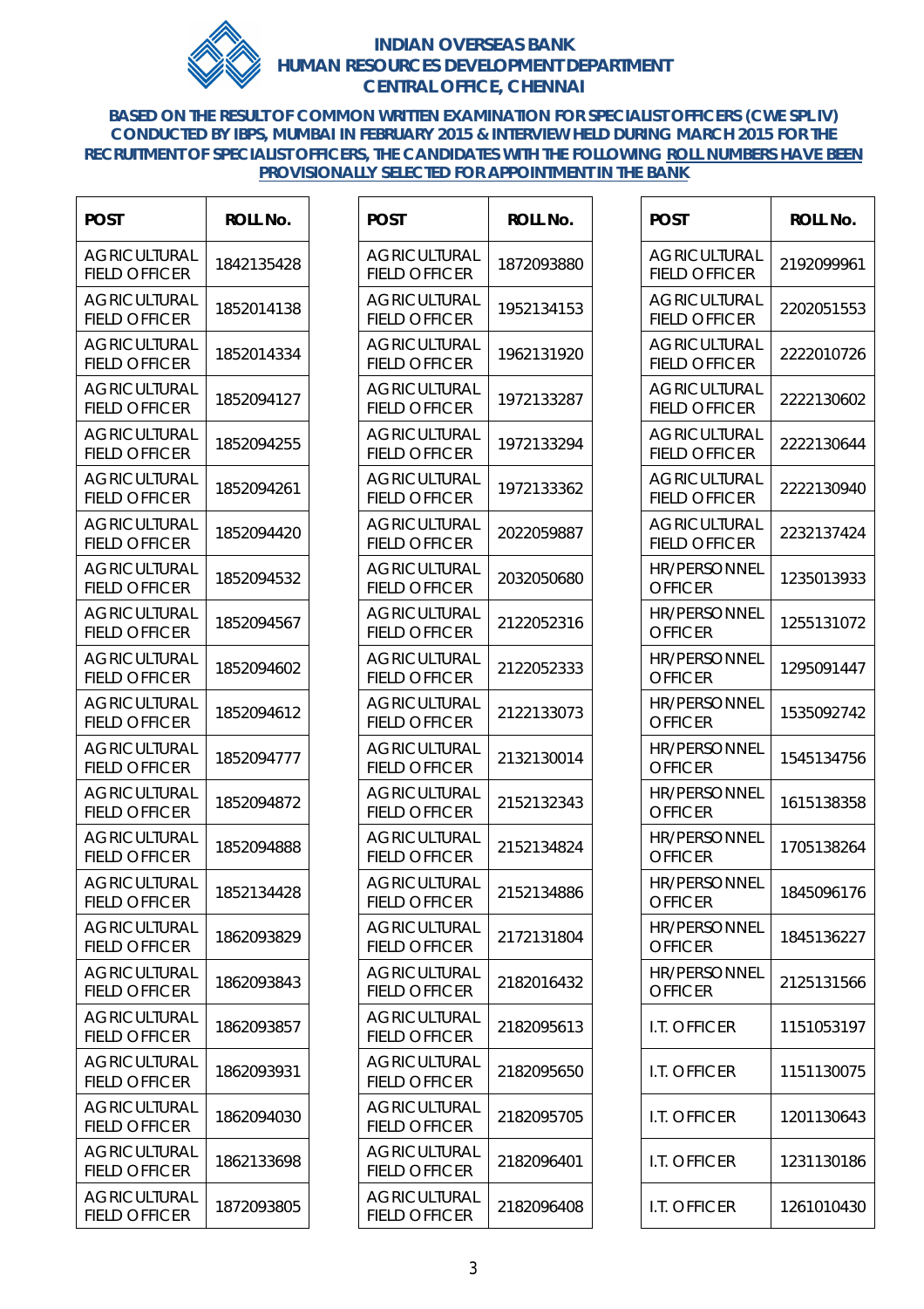# INDIAN OVERSEAS BANK
## HUMAN RESOURCES DEVELOPMENT DEPARTMENT
## CENTRAL OFFICE, CHENNAI

**BASED ON THE RESULT OF COMMON WRITTEN EXAMINATION FOR SPECIALIST OFFICERS (CWE SPL IV) CONDUCTED BY IBPS, MUMBAI IN FEBRUARY 2015 & INTERVIEW HELD DURING MARCH 2015 FOR THE RECRUITMENT OF SPECIALIST OFFICERS, THE CANDIDATES WITH THE FOLLOWING ROLL NUMBERS HAVE BEEN PROVISIONALLY SELECTED FOR APPOINTMENT IN THE BANK**

| POST | ROLL No. |
|---|---|
| AGRICULTURAL FIELD OFFICER | 1842135428 |
| AGRICULTURAL FIELD OFFICER | 1852014138 |
| AGRICULTURAL FIELD OFFICER | 1852014334 |
| AGRICULTURAL FIELD OFFICER | 1852094127 |
| AGRICULTURAL FIELD OFFICER | 1852094255 |
| AGRICULTURAL FIELD OFFICER | 1852094261 |
| AGRICULTURAL FIELD OFFICER | 1852094420 |
| AGRICULTURAL FIELD OFFICER | 1852094532 |
| AGRICULTURAL FIELD OFFICER | 1852094567 |
| AGRICULTURAL FIELD OFFICER | 1852094602 |
| AGRICULTURAL FIELD OFFICER | 1852094612 |
| AGRICULTURAL FIELD OFFICER | 1852094777 |
| AGRICULTURAL FIELD OFFICER | 1852094872 |
| AGRICULTURAL FIELD OFFICER | 1852094888 |
| AGRICULTURAL FIELD OFFICER | 1852134428 |
| AGRICULTURAL FIELD OFFICER | 1862093829 |
| AGRICULTURAL FIELD OFFICER | 1862093843 |
| AGRICULTURAL FIELD OFFICER | 1862093857 |
| AGRICULTURAL FIELD OFFICER | 1862093931 |
| AGRICULTURAL FIELD OFFICER | 1862094030 |
| AGRICULTURAL FIELD OFFICER | 1862133698 |
| AGRICULTURAL FIELD OFFICER | 1872093805 |
| AGRICULTURAL FIELD OFFICER | 1872093880 |
| AGRICULTURAL FIELD OFFICER | 1952134153 |
| AGRICULTURAL FIELD OFFICER | 1962131920 |
| AGRICULTURAL FIELD OFFICER | 1972133287 |
| AGRICULTURAL FIELD OFFICER | 1972133294 |
| AGRICULTURAL FIELD OFFICER | 1972133362 |
| AGRICULTURAL FIELD OFFICER | 2022059887 |
| AGRICULTURAL FIELD OFFICER | 2032050680 |
| AGRICULTURAL FIELD OFFICER | 2122052316 |
| AGRICULTURAL FIELD OFFICER | 2122052333 |
| AGRICULTURAL FIELD OFFICER | 2122133073 |
| AGRICULTURAL FIELD OFFICER | 2132130014 |
| AGRICULTURAL FIELD OFFICER | 2152132343 |
| AGRICULTURAL FIELD OFFICER | 2152134824 |
| AGRICULTURAL FIELD OFFICER | 2152134886 |
| AGRICULTURAL FIELD OFFICER | 2172131804 |
| AGRICULTURAL FIELD OFFICER | 2182016432 |
| AGRICULTURAL FIELD OFFICER | 2182095613 |
| AGRICULTURAL FIELD OFFICER | 2182095650 |
| AGRICULTURAL FIELD OFFICER | 2182095705 |
| AGRICULTURAL FIELD OFFICER | 2182096401 |
| AGRICULTURAL FIELD OFFICER | 2182096408 |
| AGRICULTURAL FIELD OFFICER | 2192099961 |
| AGRICULTURAL FIELD OFFICER | 2202051553 |
| AGRICULTURAL FIELD OFFICER | 2222010726 |
| AGRICULTURAL FIELD OFFICER | 2222130602 |
| AGRICULTURAL FIELD OFFICER | 2222130644 |
| AGRICULTURAL FIELD OFFICER | 2222130940 |
| AGRICULTURAL FIELD OFFICER | 2232137424 |
| HR/PERSONNEL OFFICER | 1235013933 |
| HR/PERSONNEL OFFICER | 1255131072 |
| HR/PERSONNEL OFFICER | 1295091447 |
| HR/PERSONNEL OFFICER | 1535092742 |
| HR/PERSONNEL OFFICER | 1545134756 |
| HR/PERSONNEL OFFICER | 1615138358 |
| HR/PERSONNEL OFFICER | 1705138264 |
| HR/PERSONNEL OFFICER | 1845096176 |
| HR/PERSONNEL OFFICER | 1845136227 |
| HR/PERSONNEL OFFICER | 2125131566 |
| I.T. OFFICER | 1151053197 |
| I.T. OFFICER | 1151130075 |
| I.T. OFFICER | 1201130643 |
| I.T. OFFICER | 1231130186 |
| I.T. OFFICER | 1261010430 |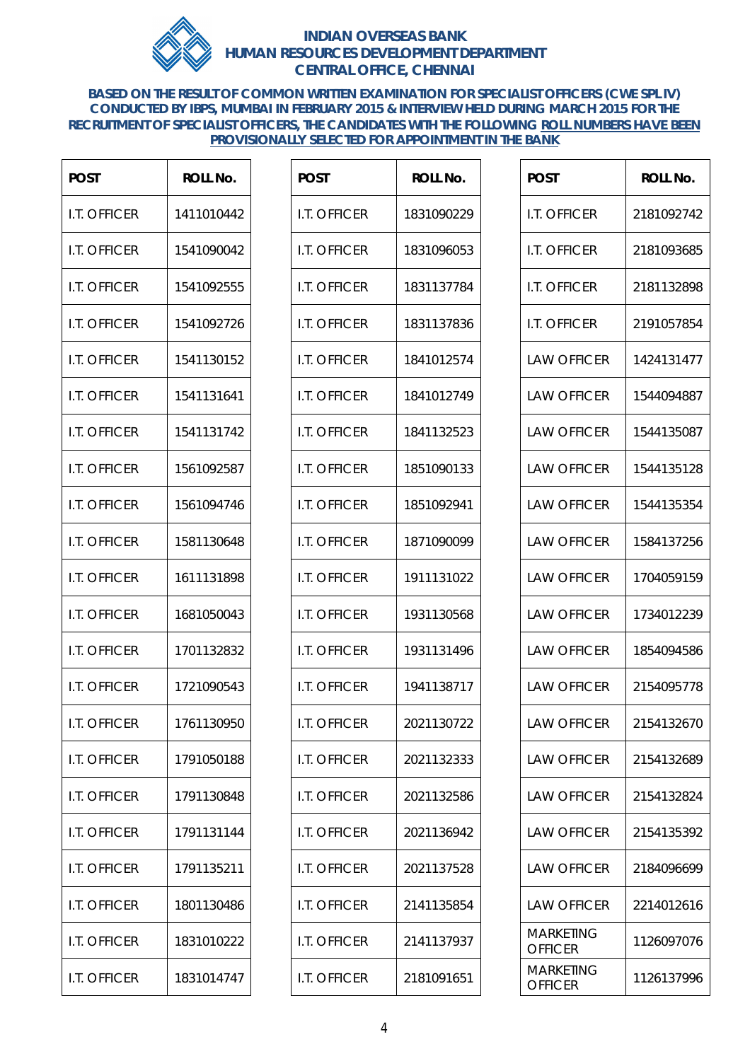**INDIAN OVERSEAS BANK**
**HUMAN RESOURCES DEVELOPMENT DEPARTMENT**
**CENTRAL OFFICE, CHENNAI**

**BASED ON THE RESULT OF COMMON WRITTEN EXAMINATION FOR SPECIALIST OFFICERS (CWE SPL IV) CONDUCTED BY IBPS, MUMBAI IN FEBRUARY 2015 & INTERVIEW HELD DURING MARCH 2015 FOR THE RECRUITMENT OF SPECIALIST OFFICERS, THE CANDIDATES WITH THE FOLLOWING ROLL NUMBERS HAVE BEEN PROVISIONALLY SELECTED FOR APPOINTMENT IN THE BANK**

| POST | ROLL No. |
|---|---|
| I.T. OFFICER | 1411010442 |
| I.T. OFFICER | 1541090042 |
| I.T. OFFICER | 1541092555 |
| I.T. OFFICER | 1541092726 |
| I.T. OFFICER | 1541130152 |
| I.T. OFFICER | 1541131641 |
| I.T. OFFICER | 1541131742 |
| I.T. OFFICER | 1561092587 |
| I.T. OFFICER | 1561094746 |
| I.T. OFFICER | 1581130648 |
| I.T. OFFICER | 1611131898 |
| I.T. OFFICER | 1681050043 |
| I.T. OFFICER | 1701132832 |
| I.T. OFFICER | 1721090543 |
| I.T. OFFICER | 1761130950 |
| I.T. OFFICER | 1791050188 |
| I.T. OFFICER | 1791130848 |
| I.T. OFFICER | 1791131144 |
| I.T. OFFICER | 1791135211 |
| I.T. OFFICER | 1801130486 |
| I.T. OFFICER | 1831010222 |
| I.T. OFFICER | 1831014747 |
| I.T. OFFICER | 1831090229 |
| I.T. OFFICER | 1831096053 |
| I.T. OFFICER | 1831137784 |
| I.T. OFFICER | 1831137836 |
| I.T. OFFICER | 1841012574 |
| I.T. OFFICER | 1841012749 |
| I.T. OFFICER | 1841132523 |
| I.T. OFFICER | 1851090133 |
| I.T. OFFICER | 1851092941 |
| I.T. OFFICER | 1871090099 |
| I.T. OFFICER | 1911131022 |
| I.T. OFFICER | 1931130568 |
| I.T. OFFICER | 1931131496 |
| I.T. OFFICER | 1941138717 |
| I.T. OFFICER | 2021130722 |
| I.T. OFFICER | 2021132333 |
| I.T. OFFICER | 2021132586 |
| I.T. OFFICER | 2021136942 |
| I.T. OFFICER | 2021137528 |
| I.T. OFFICER | 2141135854 |
| I.T. OFFICER | 2141137937 |
| I.T. OFFICER | 2181091651 |
| I.T. OFFICER | 2181092742 |
| I.T. OFFICER | 2181093685 |
| I.T. OFFICER | 2181132898 |
| I.T. OFFICER | 2191057854 |
| LAW OFFICER | 1424131477 |
| LAW OFFICER | 1544094887 |
| LAW OFFICER | 1544135087 |
| LAW OFFICER | 1544135128 |
| LAW OFFICER | 1544135354 |
| LAW OFFICER | 1584137256 |
| LAW OFFICER | 1704059159 |
| LAW OFFICER | 1734012239 |
| LAW OFFICER | 1854094586 |
| LAW OFFICER | 2154095778 |
| LAW OFFICER | 2154132670 |
| LAW OFFICER | 2154132689 |
| LAW OFFICER | 2154132824 |
| LAW OFFICER | 2154135392 |
| LAW OFFICER | 2184096699 |
| LAW OFFICER | 2214012616 |
| MARKETING OFFICER | 1126097076 |
| MARKETING OFFICER | 1126137996 |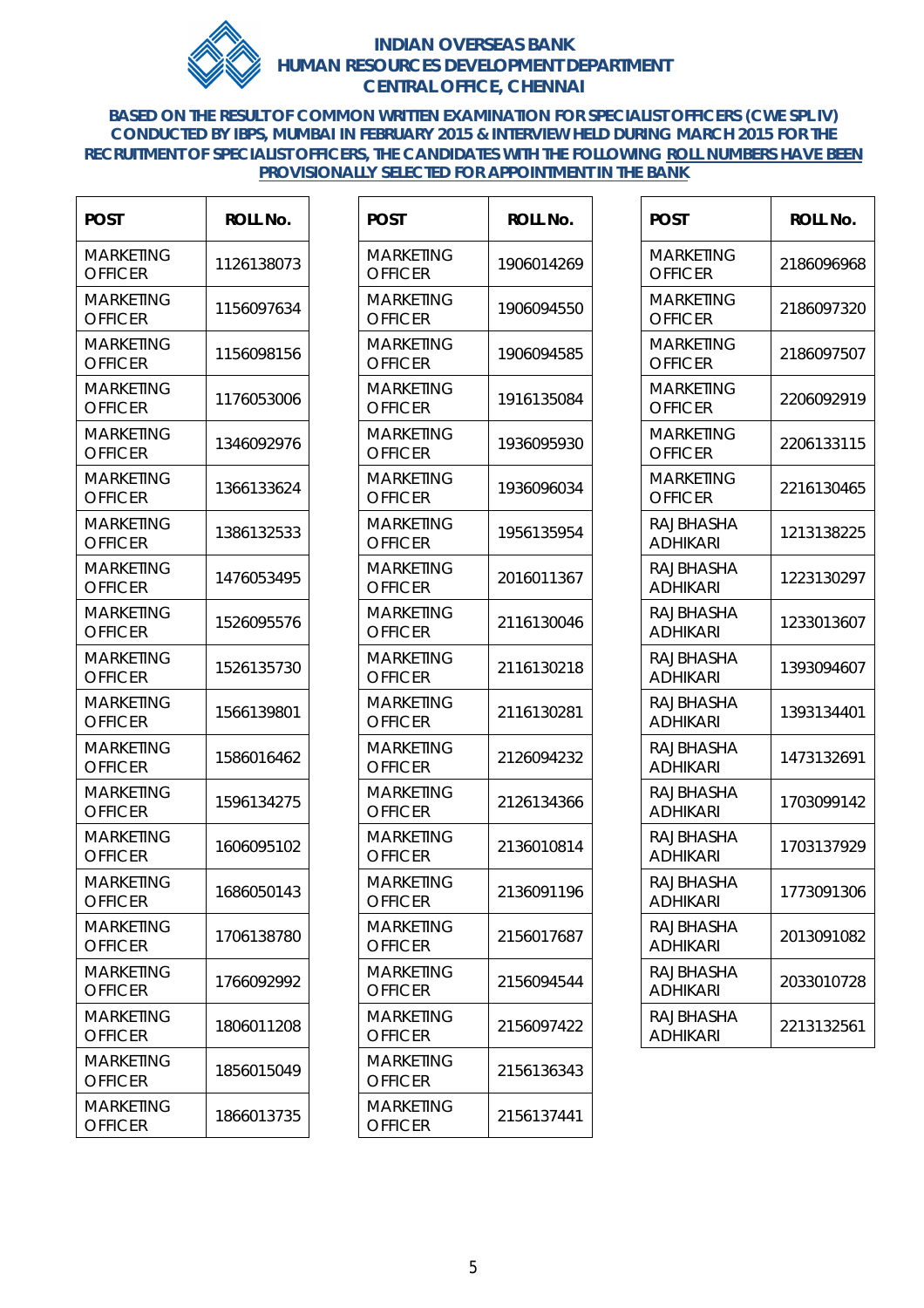**INDIAN OVERSEAS BANK**
**HUMAN RESOURCES DEVELOPMENT DEPARTMENT**
**CENTRAL OFFICE, CHENNAI**

**BASED ON THE RESULT OF COMMON WRITTEN EXAMINATION FOR SPECIALIST OFFICERS (CWE SPL IV) CONDUCTED BY IBPS, MUMBAI IN FEBRUARY 2015 & INTERVIEW HELD DURING MARCH 2015 FOR THE RECRUITMENT OF SPECIALIST OFFICERS, THE CANDIDATES WITH THE FOLLOWING ROLL NUMBERS HAVE BEEN PROVISIONALLY SELECTED FOR APPOINTMENT IN THE BANK**

| POST | ROLL No. |
|---|---|
| MARKETING OFFICER | 1126138073 |
| MARKETING OFFICER | 1156097634 |
| MARKETING OFFICER | 1156098156 |
| MARKETING OFFICER | 1176053006 |
| MARKETING OFFICER | 1346092976 |
| MARKETING OFFICER | 1366133624 |
| MARKETING OFFICER | 1386132533 |
| MARKETING OFFICER | 1476053495 |
| MARKETING OFFICER | 1526095576 |
| MARKETING OFFICER | 1526135730 |
| MARKETING OFFICER | 1566139801 |
| MARKETING OFFICER | 1586016462 |
| MARKETING OFFICER | 1596134275 |
| MARKETING OFFICER | 1606095102 |
| MARKETING OFFICER | 1686050143 |
| MARKETING OFFICER | 1706138780 |
| MARKETING OFFICER | 1766092992 |
| MARKETING OFFICER | 1806011208 |
| MARKETING OFFICER | 1856015049 |
| MARKETING OFFICER | 1866013735 |

| POST | ROLL No. |
|---|---|
| MARKETING OFFICER | 1906014269 |
| MARKETING OFFICER | 1906094550 |
| MARKETING OFFICER | 1906094585 |
| MARKETING OFFICER | 1916135084 |
| MARKETING OFFICER | 1936095930 |
| MARKETING OFFICER | 1936096034 |
| MARKETING OFFICER | 1956135954 |
| MARKETING OFFICER | 2016011367 |
| MARKETING OFFICER | 2116130046 |
| MARKETING OFFICER | 2116130218 |
| MARKETING OFFICER | 2116130281 |
| MARKETING OFFICER | 2126094232 |
| MARKETING OFFICER | 2126134366 |
| MARKETING OFFICER | 2136010814 |
| MARKETING OFFICER | 2136091196 |
| MARKETING OFFICER | 2156017687 |
| MARKETING OFFICER | 2156094544 |
| MARKETING OFFICER | 2156097422 |
| MARKETING OFFICER | 2156136343 |
| MARKETING OFFICER | 2156137441 |

| POST | ROLL No. |
|---|---|
| MARKETING OFFICER | 2186096968 |
| MARKETING OFFICER | 2186097320 |
| MARKETING OFFICER | 2186097507 |
| MARKETING OFFICER | 2206092919 |
| MARKETING OFFICER | 2206133115 |
| MARKETING OFFICER | 2216130465 |
| RAJBHASHA ADHIKARI | 1213138225 |
| RAJBHASHA ADHIKARI | 1223130297 |
| RAJBHASHA ADHIKARI | 1233013607 |
| RAJBHASHA ADHIKARI | 1393094607 |
| RAJBHASHA ADHIKARI | 1393134401 |
| RAJBHASHA ADHIKARI | 1473132691 |
| RAJBHASHA ADHIKARI | 1703099142 |
| RAJBHASHA ADHIKARI | 1703137929 |
| RAJBHASHA ADHIKARI | 1773091306 |
| RAJBHASHA ADHIKARI | 2013091082 |
| RAJBHASHA ADHIKARI | 2033010728 |
| RAJBHASHA ADHIKARI | 2213132561 |